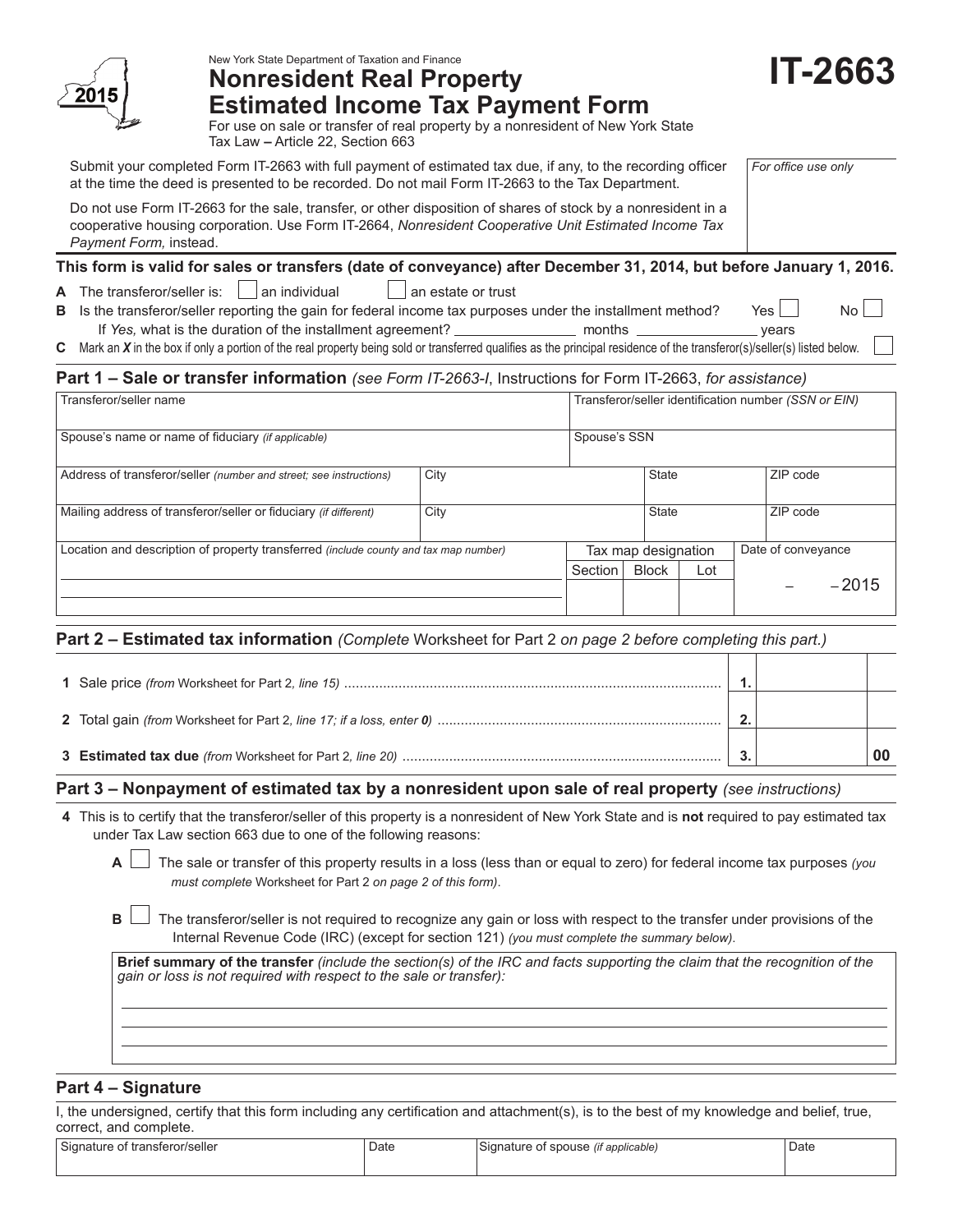2015

New York State Department of Taxation and Finance

# Nonresident Real Property Estimated Income Tax Payment Form

# IT-2663

For use on sale or transfer of real property by a nonresident of New York State
Tax Law – Article 22, Section 663

Submit your completed Form IT-2663 with full payment of estimated tax due, if any, to the recording officer at the time the deed is presented to be recorded. Do not mail Form IT-2663 to the Tax Department.

Do not use Form IT-2663 for the sale, transfer, or other disposition of shares of stock by a nonresident in a cooperative housing corporation. Use Form IT-2664, *Nonresident Cooperative Unit Estimated Income Tax Payment Form,* instead.

*For office use only*

**This form is valid for sales or transfers (date of conveyance) after December 31, 2014, but before January 1, 2016.**

**A** The transferor/seller is: ☐ an individual ☐ an estate or trust

**B** Is the transferor/seller reporting the gain for federal income tax purposes under the installment method? Yes ☐ No ☐
If *Yes,* what is the duration of the installment agreement? ______________ months ______________ years

**C** Mark an ***X*** in the box if only a portion of the real property being sold or transferred qualifies as the principal residence of the transferor(s)/seller(s) listed below. ☐

## Part 1 – Sale or transfer information *(see Form IT-2663-I,* Instructions for Form IT-2663, *for assistance)*

| | | | | | | |
|---|---|---|---|---|---|---|
| Transferor/seller name | | Transferor/seller identification number *(SSN or EIN)* | | | | |
| Spouse's name or name of fiduciary *(if applicable)* | | Spouse's SSN | | | | |
| Address of transferor/seller *(number and street; see instructions)* | City | | State | | ZIP code | |
| Mailing address of transferor/seller or fiduciary *(if different)* | City | | State | | ZIP code | |
| Location and description of property transferred *(include county and tax map number)* | | Tax map designation | | | Date of conveyance | |
| | | Section | Block | Lot | – – 2015 | |

## Part 2 – Estimated tax information *(Complete* Worksheet for Part 2 *on page 2 before completing this part.)*

| | | | |
|---|---|---|---|
| **1** Sale price *(from* Worksheet for Part 2*, line 15)* | 1. | | |
| **2** Total gain *(from* Worksheet for Part 2*, line 17; if a loss, enter **0**)* | 2. | | |
| **3** **Estimated tax due** *(from* Worksheet for Part 2*, line 20)* | 3. | | 00 |

## Part 3 – Nonpayment of estimated tax by a nonresident upon sale of real property *(see instructions)*

**4** This is to certify that the transferor/seller of this property is a nonresident of New York State and is **not** required to pay estimated tax under Tax Law section 663 due to one of the following reasons:

**A** ☐ The sale or transfer of this property results in a loss (less than or equal to zero) for federal income tax purposes *(you must complete* Worksheet for Part 2 *on page 2 of this form)*.

**B** ☐ The transferor/seller is not required to recognize any gain or loss with respect to the transfer under provisions of the Internal Revenue Code (IRC) (except for section 121) *(you must complete the summary below)*.

**Brief summary of the transfer** *(include the section(s) of the IRC and facts supporting the claim that the recognition of the gain or loss is not required with respect to the sale or transfer):*

______________________________________________

______________________________________________

______________________________________________

## Part 4 – Signature

I, the undersigned, certify that this form including any certification and attachment(s), is to the best of my knowledge and belief, true, correct, and complete.

| Signature of transferor/seller | Date | Signature of spouse *(if applicable)* | Date |
|---|---|---|---|
| | | | |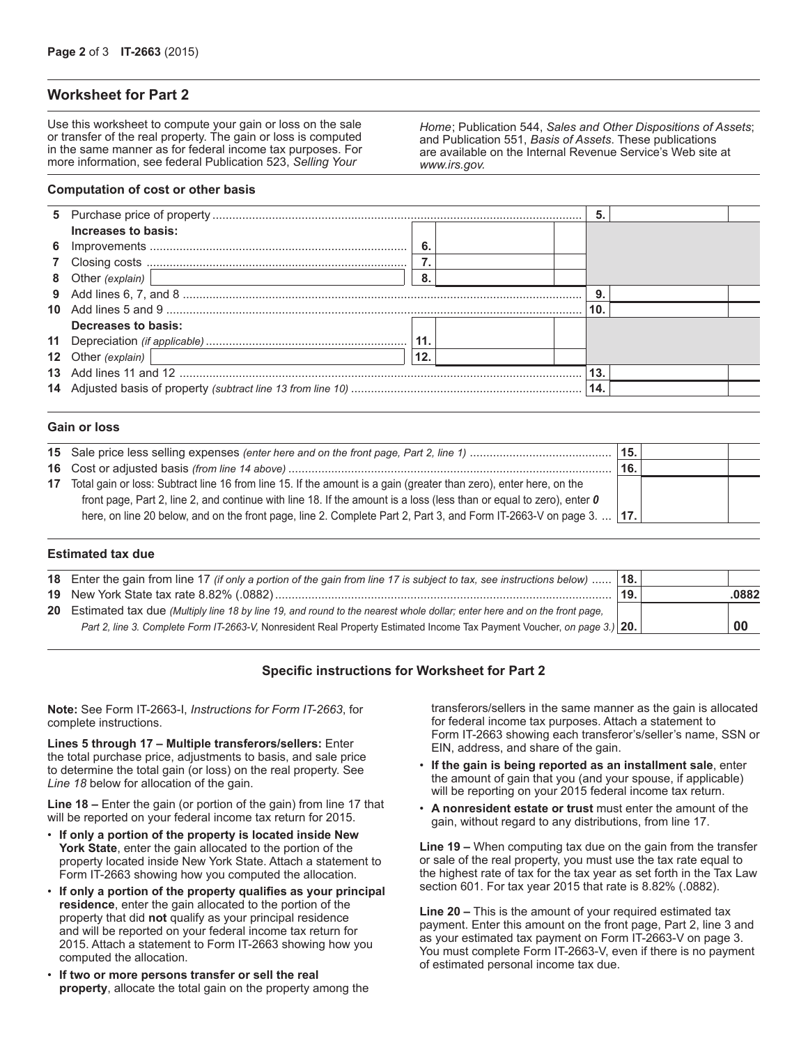## Worksheet for Part 2

Use this worksheet to compute your gain or loss on the sale or transfer of the real property. The gain or loss is computed in the same manner as for federal income tax purposes. For more information, see federal Publication 523, *Selling Your Home*; Publication 544, *Sales and Other Dispositions of Assets*; and Publication 551, *Basis of Assets*. These publications are available on the Internal Revenue Service's Web site at *www.irs.gov.*

### Computation of cost or other basis

| | | | | | |
|---|---|---|---|---|---|
| 5 | Purchase price of property | | | 5. | |
| | **Increases to basis:** | | | | |
| 6 | Improvements | 6. | | | |
| 7 | Closing costs | 7. | | | |
| 8 | Other *(explain)* | 8. | | | |
| 9 | Add lines 6, 7, and 8 | | | 9. | |
| 10 | Add lines 5 and 9 | | | 10. | |
| | **Decreases to basis:** | | | | |
| 11 | Depreciation *(if applicable)* | 11. | | | |
| 12 | Other *(explain)* | 12. | | | |
| 13 | Add lines 11 and 12 | | | 13. | |
| 14 | Adjusted basis of property *(subtract line 13 from line 10)* | | | 14. | |

### Gain or loss

| | | | |
|---|---|---|---|
| 15 | Sale price less selling expenses *(enter here and on the front page, Part 2, line 1)* | 15. | |
| 16 | Cost or adjusted basis *(from line 14 above)* | 16. | |
| 17 | Total gain or loss: Subtract line 16 from line 15. If the amount is a gain (greater than zero), enter here, on the front page, Part 2, line 2, and continue with line 18. If the amount is a loss (less than or equal to zero), enter ***0*** here, on line 20 below, and on the front page, line 2. Complete Part 2, Part 3, and Form IT-2663-V on page 3. | 17. | |

### Estimated tax due

| | | | |
|---|---|---|---|
| 18 | Enter the gain from line 17 *(if only a portion of the gain from line 17 is subject to tax, see instructions below)* | 18. | |
| 19 | New York State tax rate 8.82% (.0882) | 19. | .0882 |
| 20 | Estimated tax due *(Multiply line 18 by line 19, and round to the nearest whole dollar; enter here and on the front page, Part 2, line 3. Complete Form IT-2663-V,* Nonresident Real Property Estimated Income Tax Payment Voucher, *on page 3.)* | 20. | 00 |

### Specific instructions for Worksheet for Part 2

**Note:** See Form IT-2663-I, *Instructions for Form IT-2663*, for complete instructions.

**Lines 5 through 17 – Multiple transferors/sellers:** Enter the total purchase price, adjustments to basis, and sale price to determine the total gain (or loss) on the real property. See *Line 18* below for allocation of the gain.

**Line 18 –** Enter the gain (or portion of the gain) from line 17 that will be reported on your federal income tax return for 2015.

- **If only a portion of the property is located inside New York State**, enter the gain allocated to the portion of the property located inside New York State. Attach a statement to Form IT-2663 showing how you computed the allocation.
- **If only a portion of the property qualifies as your principal residence**, enter the gain allocated to the portion of the property that did **not** qualify as your principal residence and will be reported on your federal income tax return for 2015. Attach a statement to Form IT-2663 showing how you computed the allocation.
- **If two or more persons transfer or sell the real property**, allocate the total gain on the property among the transferors/sellers in the same manner as the gain is allocated for federal income tax purposes. Attach a statement to Form IT-2663 showing each transferor's/seller's name, SSN or EIN, address, and share of the gain.
- **If the gain is being reported as an installment sale**, enter the amount of gain that you (and your spouse, if applicable) will be reporting on your 2015 federal income tax return.
- **A nonresident estate or trust** must enter the amount of the gain, without regard to any distributions, from line 17.

**Line 19 –** When computing tax due on the gain from the transfer or sale of the real property, you must use the tax rate equal to the highest rate of tax for the tax year as set forth in the Tax Law section 601. For tax year 2015 that rate is 8.82% (.0882).

**Line 20 –** This is the amount of your required estimated tax payment. Enter this amount on the front page, Part 2, line 3 and as your estimated tax payment on Form IT-2663-V on page 3. You must complete Form IT-2663-V, even if there is no payment of estimated personal income tax due.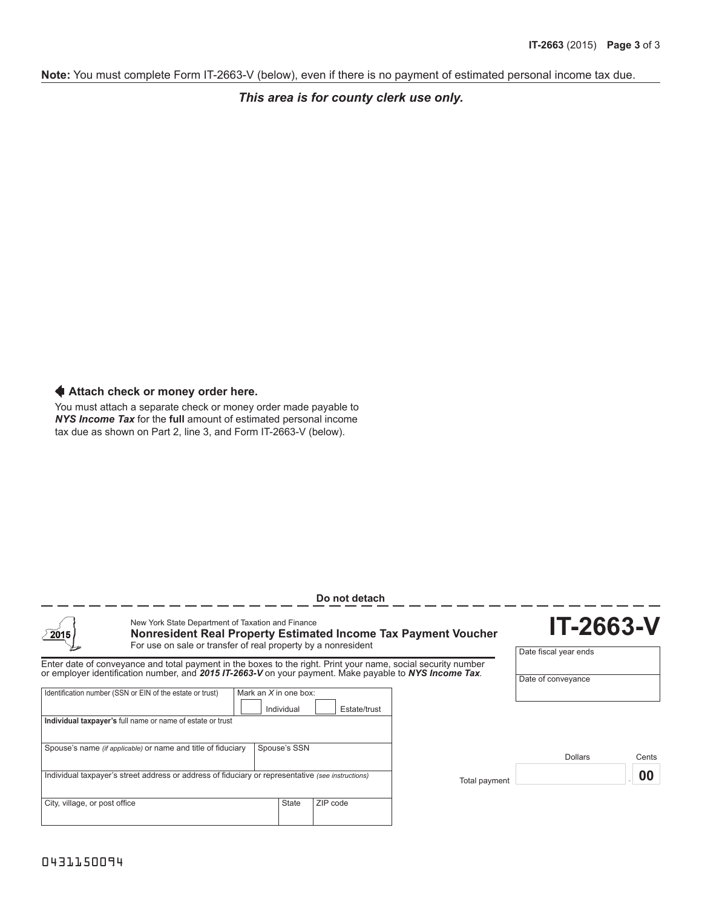**Note:** You must complete Form IT-2663-V (below), even if there is no payment of estimated personal income tax due.

***This area is for county clerk use only.***

**Attach check or money order here.**

You must attach a separate check or money order made payable to ***NYS Income Tax*** for the **full** amount of estimated personal income tax due as shown on Part 2, line 3, and Form IT-2663-V (below).

**Do not detach**

2015

New York State Department of Taxation and Finance

**Nonresident Real Property Estimated Income Tax Payment Voucher**

For use on sale or transfer of real property by a nonresident

# IT-2663-V

Enter date of conveyance and total payment in the boxes to the right. Print your name, social security number or employer identification number, and ***2015 IT-2663-V*** on your payment. Make payable to ***NYS Income Tax***.

| | |
|---|---|
| Date fiscal year ends | |
| Date of conveyance | |

| | | | |
|---|---|---|---|
| Identification number (SSN or EIN of the estate or trust) | Mark an *X* in one box: ☐ Individual ☐ Estate/trust | | |
| **Individual taxpayer's** full name or name of estate or trust | | | |
| Spouse's name *(if applicable)* or name and title of fiduciary | Spouse's SSN | | |
| Individual taxpayer's street address or address of fiduciary or representative *(see instructions)* | | | |
| City, village, or post office | State | ZIP code | |

| | Dollars | Cents |
|---|---|---|
| Total payment | | . 00 |

0431150094